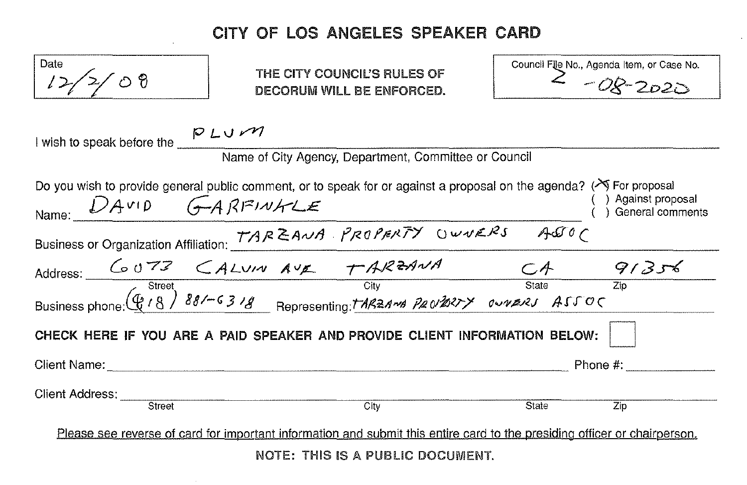# CITY OF LOS ANGELES SPEAKER CARD

Date: 12/2/08

**THE CITY COUNCIL'S RULES OF DECORUM WILL BE ENFORCED.**

Council File No., Agenda Item, or Case No.: 2-08-2020

I wish to speak before the: PLUM
Name of City Agency, Department, Committee or Council

Do you wish to provide general public comment, or to speak for or against a proposal on the agenda?
- (X) For proposal
- ( ) Against proposal
- ( ) General comments

Name: DAVID GARFINKLE

Business or Organization Affiliation: TARZANA PROPERTY OWNERS ASSOC

Address: 6073 CALVIN AVE (Street) TARZANA (City) CA (State) 91356 (Zip)

Business phone: (818) 881-6318 Representing: TARZANA PROPERTY OWNERS ASSOC

**CHECK HERE IF YOU ARE A PAID SPEAKER AND PROVIDE CLIENT INFORMATION BELOW:** ☐

Client Name: ______ Phone #: ______

Client Address: ______ Street ______ City ______ State ______ Zip

Please see reverse of card for important information and submit this entire card to the presiding officer or chairperson.

NOTE: THIS IS A PUBLIC DOCUMENT.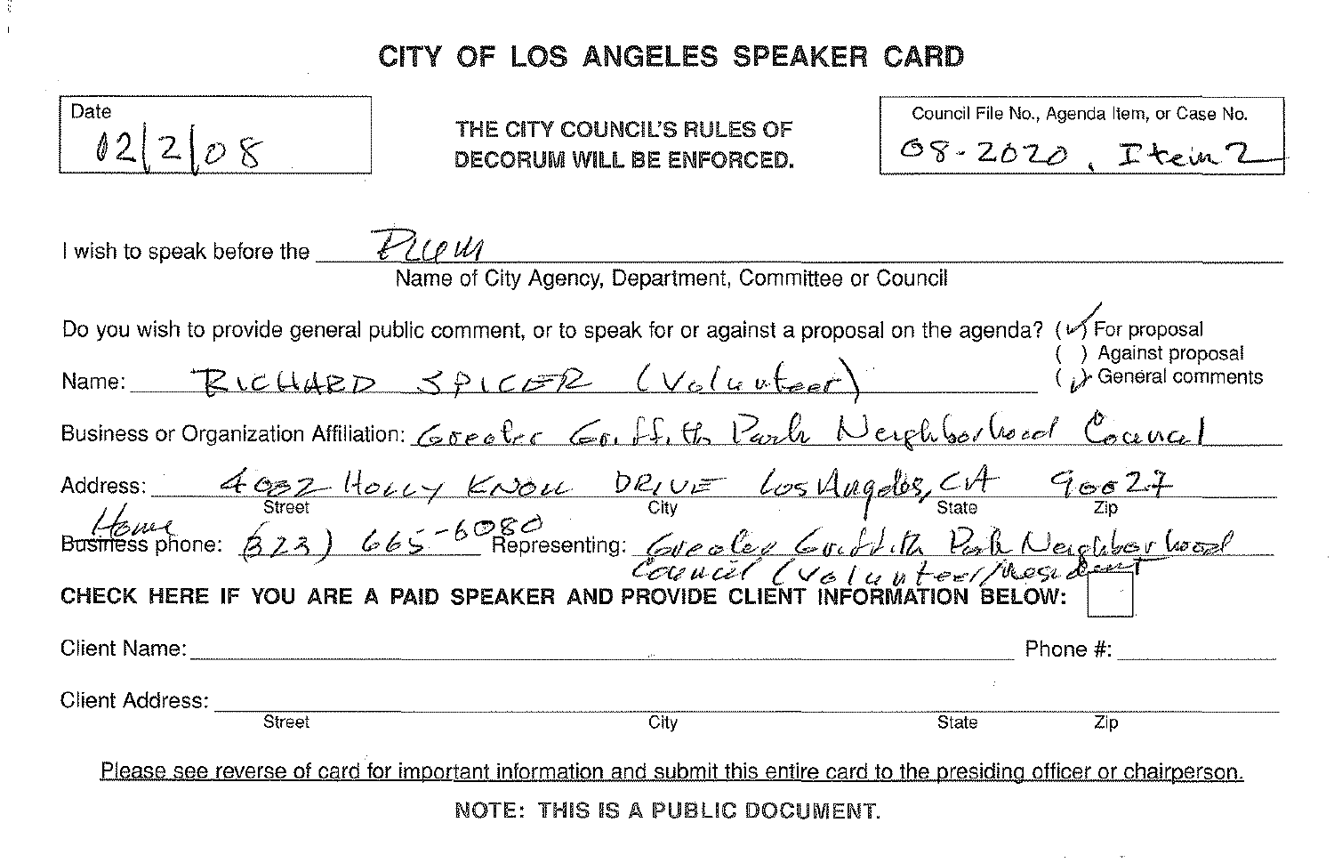# CITY OF LOS ANGELES SPEAKER CARD

Date: 02/2/08

**THE CITY COUNCIL'S RULES OF DECORUM WILL BE ENFORCED.**

Council File No., Agenda Item, or Case No.: 08-2020, Item 2

I wish to speak before the PLUM
Name of City Agency, Department, Committee or Council

Do you wish to provide general public comment, or to speak for or against a proposal on the agenda?
(✓) For proposal
( ) Against proposal
(✓) General comments

Name: RICHARD SPICER (Volunteer)

Business or Organization Affiliation: Greater Griffith Park Neighborhood Council

Address: 4032 HOLLY KNOLL DRIVE Los Angeles, CA 90027
Street City State Zip

~~Business~~ Home phone: (323) 665-6080 Representing: Greater Griffith Park Neighborhood Council (Volunteer/resident

**CHECK HERE IF YOU ARE A PAID SPEAKER AND PROVIDE CLIENT INFORMATION BELOW:** ☐

Client Name: \_\_\_\_\_\_\_\_\_\_ Phone #: \_\_\_\_\_\_\_\_\_\_

Client Address: \_\_\_\_\_\_\_\_\_\_
Street City State Zip

Please see reverse of card for important information and submit this entire card to the presiding officer or chairperson.

**NOTE: THIS IS A PUBLIC DOCUMENT.**